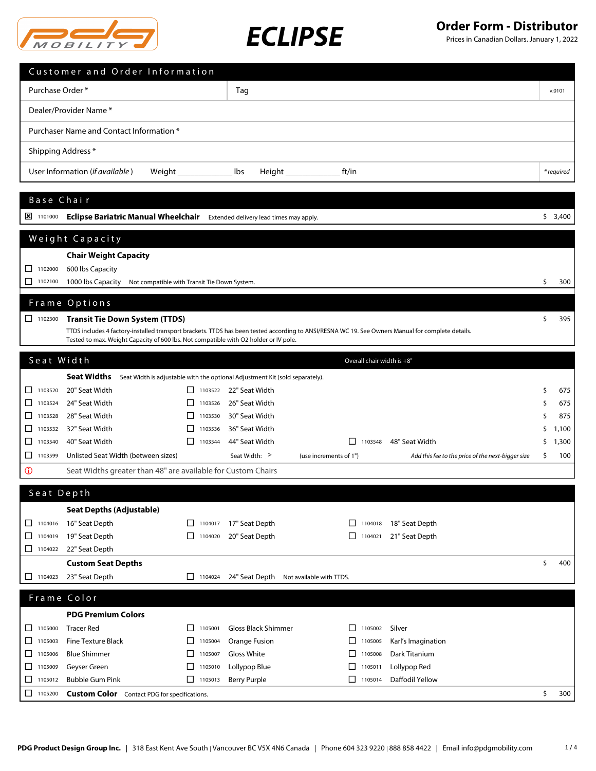# ECLIPSE

## Order Form - Distributor

Prices in Canadian Dollars. January 1, 2022

## Customer and Order Information

| | | |
|---|---|---|
| Purchase Order * | Tag | v.0101 |
| Dealer/Provider Name * | | |
| Purchaser Name and Contact Information * | | |
| Shipping Address * | | |
| User Information (*if available*) Weight ____________ lbs Height ____________ ft/in | | *\* required* |

## Base Chair

| | Code | Item | Notes | Price |
|---|---|---|---|---|
| ☒ | 1101000 | **Eclipse Bariatric Manual Wheelchair** | Extended delivery lead times may apply. | $ 3,400 |

## Weight Capacity

**Chair Weight Capacity**

| | Code | Item | Notes | Price |
|---|---|---|---|---|
| ☐ | 1102000 | 600 lbs Capacity | | |
| ☐ | 1102100 | 1000 lbs Capacity | Not compatible with Transit Tie Down System. | $ 300 |

## Frame Options

| | Code | Item | Price |
|---|---|---|---|
| ☐ | 1102300 | **Transit Tie Down System (TTDS)** | $ 395 |

TTDS includes 4 factory-installed transport brackets. TTDS has been tested according to ANSI/RESNA WC 19. See Owners Manual for complete details. Tested to max. Weight Capacity of 600 lbs. Not compatible with O2 holder or IV pole.

## Seat Width

Overall chair width is +8"

**Seat Widths** Seat Width is adjustable with the optional Adjustment Kit (sold separately).

| | Code | Item | | Code | Item | | Code | Item | Price |
|---|---|---|---|---|---|---|---|---|---|
| ☐ | 1103520 | 20" Seat Width | ☐ | 1103522 | 22" Seat Width | | | | $ 675 |
| ☐ | 1103524 | 24" Seat Width | ☐ | 1103526 | 26" Seat Width | | | | $ 675 |
| ☐ | 1103528 | 28" Seat Width | ☐ | 1103530 | 30" Seat Width | | | | $ 875 |
| ☐ | 1103532 | 32" Seat Width | ☐ | 1103536 | 36" Seat Width | | | | $ 1,100 |
| ☐ | 1103540 | 40" Seat Width | ☐ | 1103544 | 44" Seat Width | ☐ | 1103548 | 48" Seat Width | $ 1,300 |
| ☐ | 1103599 | Unlisted Seat Width (between sizes) | | | Seat Width: > | | (use increments of 1") | *Add this fee to the price of the next-bigger size* | $ 100 |

ⓘ Seat Widths greater than 48" are available for Custom Chairs

## Seat Depth

**Seat Depths (Adjustable)**

| | Code | Item | | Code | Item | | Code | Item |
|---|---|---|---|---|---|---|---|---|
| ☐ | 1104016 | 16" Seat Depth | ☐ | 1104017 | 17" Seat Depth | ☐ | 1104018 | 18" Seat Depth |
| ☐ | 1104019 | 19" Seat Depth | ☐ | 1104020 | 20" Seat Depth | ☐ | 1104021 | 21" Seat Depth |
| ☐ | 1104022 | 22" Seat Depth | | | | | | |

**Custom Seat Depths** $ 400

| | Code | Item | | Code | Item | Notes |
|---|---|---|---|---|---|---|
| ☐ | 1104023 | 23" Seat Depth | ☐ | 1104024 | 24" Seat Depth | Not available with TTDS. |

## Frame Color

**PDG Premium Colors**

| | Code | Item | | Code | Item | | Code | Item |
|---|---|---|---|---|---|---|---|---|
| ☐ | 1105000 | Tracer Red | ☐ | 1105001 | Gloss Black Shimmer | ☐ | 1105002 | Silver |
| ☐ | 1105003 | Fine Texture Black | ☐ | 1105004 | Orange Fusion | ☐ | 1105005 | Karl's Imagination |
| ☐ | 1105006 | Blue Shimmer | ☐ | 1105007 | Gloss White | ☐ | 1105008 | Dark Titanium |
| ☐ | 1105009 | Geyser Green | ☐ | 1105010 | Lollypop Blue | ☐ | 1105011 | Lollypop Red |
| ☐ | 1105012 | Bubble Gum Pink | ☐ | 1105013 | Berry Purple | ☐ | 1105014 | Daffodil Yellow |

| | Code | Item | Notes | Price |
|---|---|---|---|---|
| ☐ | 1105200 | **Custom Color** | Contact PDG for specifications. | $ 300 |

**PDG Product Design Group Inc.** | 318 East Kent Ave South | Vancouver BC V5X 4N6 Canada | Phone 604 323 9220 | 888 858 4422 | Email info@pdgmobility.com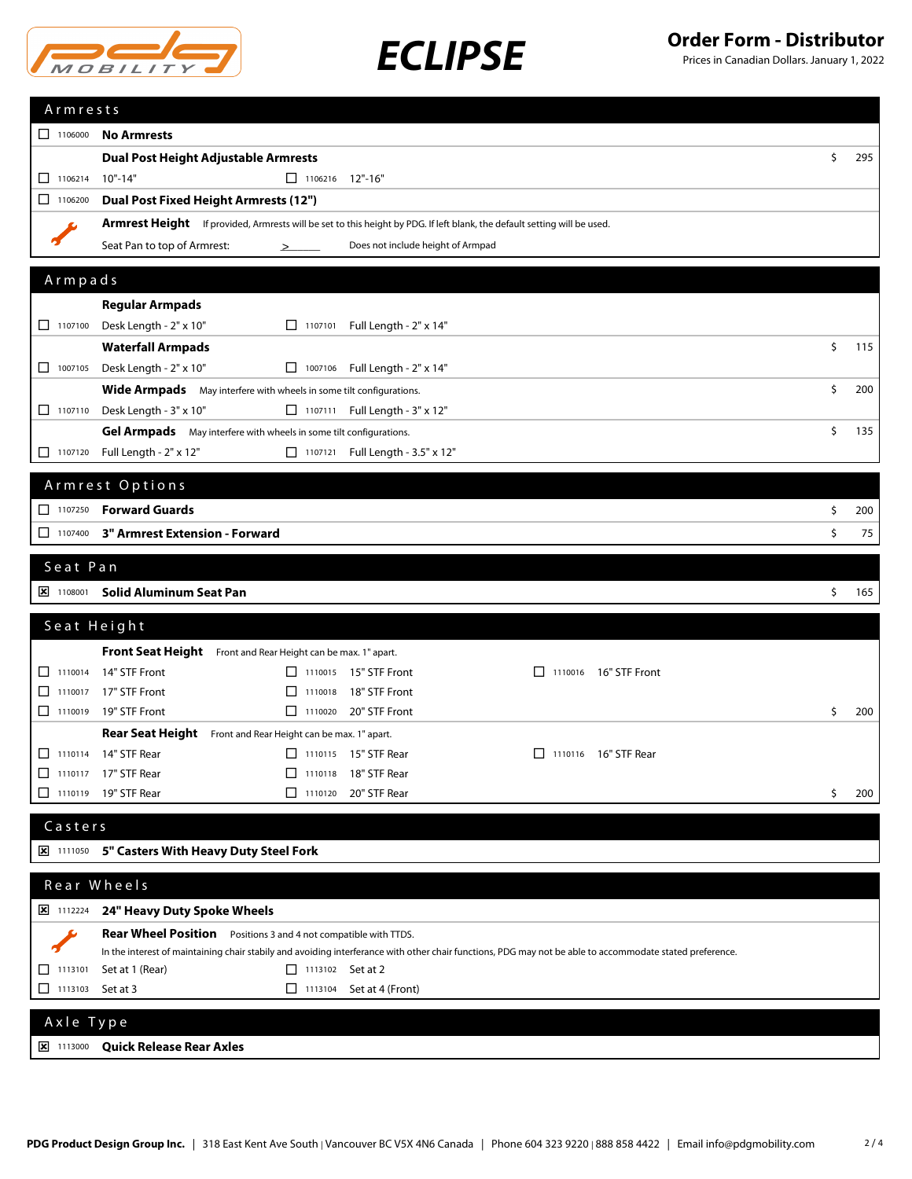# ECLIPSE

**Order Form - Distributor**
Prices in Canadian Dollars. January 1, 2022

## Armrests

| | Code | Item | | | Price |
|---|---|---|---|---|---|
| ☐ | 1106000 | **No Armrests** | | | |
| | | **Dual Post Height Adjustable Armrests** | | | $ 295 |
| ☐ | 1106214 | 10"-14" | ☐ 1106216 | 12"-16" | |
| ☐ | 1106200 | **Dual Post Fixed Height Armrests (12")** | | | |

**Armrest Height** If provided, Armrests will be set to this height by PDG. If left blank, the default setting will be used.

Seat Pan to top of Armrest: > ______ Does not include height of Armpad

## Armpads

| | Code | Item | | | Price |
|---|---|---|---|---|---|
| | | **Regular Armpads** | | | |
| ☐ | 1107100 | Desk Length - 2" x 10" | ☐ 1107101 | Full Length - 2" x 14" | |
| | | **Waterfall Armpads** | | | $ 115 |
| ☐ | 1007105 | Desk Length - 2" x 10" | ☐ 1007106 | Full Length - 2" x 14" | |
| | | **Wide Armpads** May interfere with wheels in some tilt configurations. | | | $ 200 |
| ☐ | 1107110 | Desk Length - 3" x 10" | ☐ 1107111 | Full Length - 3" x 12" | |
| | | **Gel Armpads** May interfere with wheels in some tilt configurations. | | | $ 135 |
| ☐ | 1107120 | Full Length - 2" x 12" | ☐ 1107121 | Full Length - 3.5" x 12" | |

## Armrest Options

| | Code | Item | Price |
|---|---|---|---|
| ☐ | 1107250 | **Forward Guards** | $ 200 |
| ☐ | 1107400 | **3" Armrest Extension - Forward** | $ 75 |

## Seat Pan

| | Code | Item | Price |
|---|---|---|---|
| ☒ | 1108001 | **Solid Aluminum Seat Pan** | $ 165 |

## Seat Height

**Front Seat Height** Front and Rear Height can be max. 1" apart.

| | Code | Item | | Code | Item | | Code | Item | Price |
|---|---|---|---|---|---|---|---|---|---|
| ☐ | 1110014 | 14" STF Front | ☐ | 1110015 | 15" STF Front | ☐ | 1110016 | 16" STF Front | |
| ☐ | 1110017 | 17" STF Front | ☐ | 1110018 | 18" STF Front | | | | |
| ☐ | 1110019 | 19" STF Front | ☐ | 1110020 | 20" STF Front | | | | $ 200 |

**Rear Seat Height** Front and Rear Height can be max. 1" apart.

| | Code | Item | | Code | Item | | Code | Item | Price |
|---|---|---|---|---|---|---|---|---|---|
| ☐ | 1110114 | 14" STF Rear | ☐ | 1110115 | 15" STF Rear | ☐ | 1110116 | 16" STF Rear | |
| ☐ | 1110117 | 17" STF Rear | ☐ | 1110118 | 18" STF Rear | | | | |
| ☐ | 1110119 | 19" STF Rear | ☐ | 1110120 | 20" STF Rear | | | | $ 200 |

## Casters

| | Code | Item |
|---|---|---|
| ☒ | 1111050 | **5" Casters With Heavy Duty Steel Fork** |

## Rear Wheels

| | Code | Item |
|---|---|---|
| ☒ | 1112224 | **24" Heavy Duty Spoke Wheels** |

**Rear Wheel Position** Positions 3 and 4 not compatible with TTDS.
In the interest of maintaining chair stabily and avoiding interferance with other chair functions, PDG may not be able to accommodate stated preference.

| | Code | Item | | Code | Item |
|---|---|---|---|---|---|
| ☐ | 1113101 | Set at 1 (Rear) | ☐ | 1113102 | Set at 2 |
| ☐ | 1113103 | Set at 3 | ☐ | 1113104 | Set at 4 (Front) |

## Axle Type

| | Code | Item |
|---|---|---|
| ☒ | 1113000 | **Quick Release Rear Axles** |

**PDG Product Design Group Inc.** | 318 East Kent Ave South | Vancouver BC V5X 4N6 Canada | Phone 604 323 9220 | 888 858 4422 | Email info@pdgmobility.com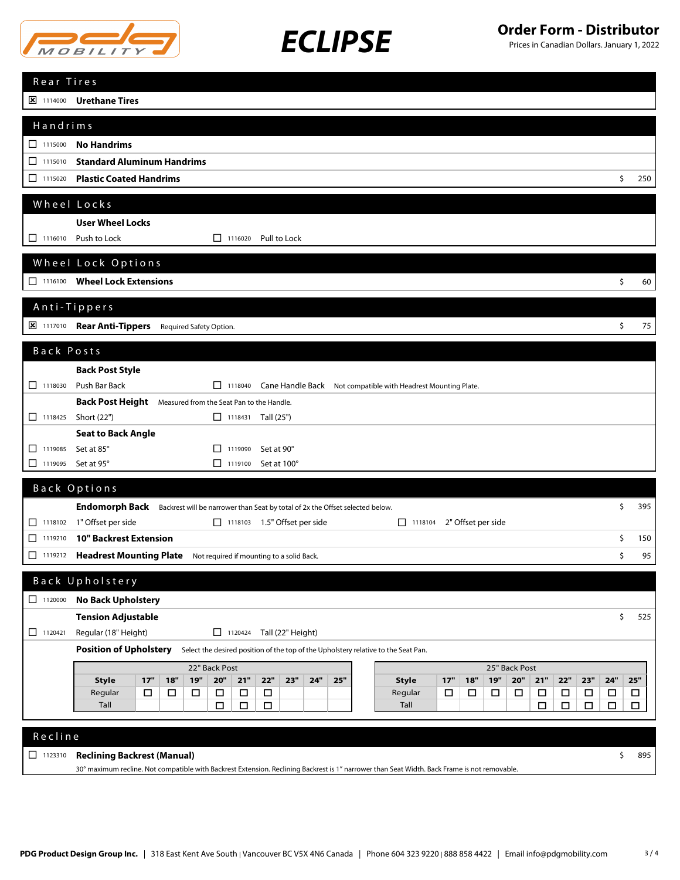**ECLIPSE**

**Order Form - Distributor**
Prices in Canadian Dollars. January 1, 2022

## Rear Tires

- [x] 1114000 **Urethane Tires**

## Handrims

- [ ] 1115000 **No Handrims**
- [ ] 1115010 **Standard Aluminum Handrims**
- [ ] 1115020 **Plastic Coated Handrims** — $ 250

## Wheel Locks

**User Wheel Locks**

- [ ] 1116010 Push to Lock
- [ ] 1116020 Pull to Lock

## Wheel Lock Options

- [ ] 1116100 **Wheel Lock Extensions** — $ 60

## Anti-Tippers

- [x] 1117010 **Rear Anti-Tippers** Required Safety Option. — $ 75

## Back Posts

**Back Post Style**

- [ ] 1118030 Push Bar Back
- [ ] 1118040 Cane Handle Back — Not compatible with Headrest Mounting Plate.

**Back Post Height** Measured from the Seat Pan to the Handle.

- [ ] 1118425 Short (22")
- [ ] 1118431 Tall (25")

**Seat to Back Angle**

- [ ] 1119085 Set at 85°
- [ ] 1119090 Set at 90°
- [ ] 1119095 Set at 95°
- [ ] 1119100 Set at 100°

## Back Options

**Endomorph Back** Backrest will be narrower than Seat by total of 2x the Offset selected below. — $ 395

- [ ] 1118102 1" Offset per side
- [ ] 1118103 1.5" Offset per side
- [ ] 1118104 2" Offset per side
- [ ] 1119210 **10" Backrest Extension** — $ 150
- [ ] 1119212 **Headrest Mounting Plate** Not required if mounting to a solid Back. — $ 95

## Back Upholstery

- [ ] 1120000 **No Back Upholstery**

**Tension Adjustable** — $ 525

- [ ] 1120421 Regular (18" Height)
- [ ] 1120424 Tall (22" Height)

**Position of Upholstery** Select the desired position of the top of the Upholstery relative to the Seat Pan.

| 22" Back Post | | | | | | | | | |
|---|---|---|---|---|---|---|---|---|---|
| **Style** | **17"** | **18"** | **19"** | **20"** | **21"** | **22"** | **23"** | **24"** | **25"** |
| Regular | ☐ | ☐ | ☐ | ☐ | ☐ | ☐ | | | |
| Tall | | | | ☐ | ☐ | ☐ | | | |

| 25" Back Post | | | | | | | | | |
|---|---|---|---|---|---|---|---|---|---|
| **Style** | **17"** | **18"** | **19"** | **20"** | **21"** | **22"** | **23"** | **24"** | **25"** |
| Regular | ☐ | ☐ | ☐ | ☐ | ☐ | ☐ | ☐ | ☐ | ☐ |
| Tall | | | | | ☐ | ☐ | ☐ | ☐ | ☐ |

## Recline

- [ ] 1123310 **Reclining Backrest (Manual)** — $ 895

30° maximum recline. Not compatible with Backrest Extension. Reclining Backrest is 1" narrower than Seat Width. Back Frame is not removable.

**PDG Product Design Group Inc.** | 318 East Kent Ave South | Vancouver BC V5X 4N6 Canada | Phone 604 323 9220 | 888 858 4422 | Email info@pdgmobility.com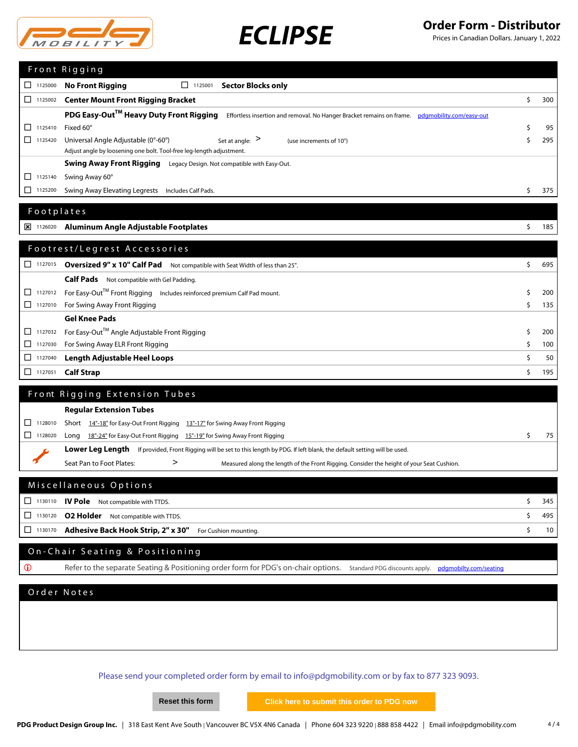**ECLIPSE**

**Order Form - Distributor**
Prices in Canadian Dollars. January 1, 2022

## Front Rigging

| | | | | |
|---|---|---|---|---|
| ☐ | 1125000 | **No Front Rigging** ☐ 1125001 **Sector Blocks only** | | |
| ☐ | 1125002 | **Center Mount Front Rigging Bracket** | $ | 300 |
| | | **PDG Easy-Out™ Heavy Duty Front Rigging** Effortless insertion and removal. No Hanger Bracket remains on frame. pdgmobility.com/easy-out | | |
| ☐ | 1125410 | Fixed 60° | $ | 95 |
| ☐ | 1125420 | Universal Angle Adjustable (0°-60°) Set at angle: > (use increments of 10°) Adjust angle by loosening one bolt. Tool-free leg-length adjustment. | $ | 295 |
| | | **Swing Away Front Rigging** Legacy Design. Not compatible with Easy-Out. | | |
| ☐ | 1125140 | Swing Away 60° | | |
| ☐ | 1125200 | Swing Away Elevating Legrests Includes Calf Pads. | $ | 375 |

## Footplates

| | | | | |
|---|---|---|---|---|
| ☒ | 1126020 | **Aluminum Angle Adjustable Footplates** | $ | 185 |

## Footrest/Legrest Accessories

| | | | | |
|---|---|---|---|---|
| ☐ | 1127015 | **Oversized 9" x 10" Calf Pad** Not compatible with Seat Width of less than 25". | $ | 695 |
| | | **Calf Pads** Not compatible with Gel Padding. | | |
| ☐ | 1127012 | For Easy-Out™ Front Rigging Includes reinforced premium Calf Pad mount. | $ | 200 |
| ☐ | 1127010 | For Swing Away Front Rigging | $ | 135 |
| | | **Gel Knee Pads** | | |
| ☐ | 1127032 | For Easy-Out™ Angle Adjustable Front Rigging | $ | 200 |
| ☐ | 1127030 | For Swing Away ELR Front Rigging | $ | 100 |
| ☐ | 1127040 | **Length Adjustable Heel Loops** | $ | 50 |
| ☐ | 1127051 | **Calf Strap** | $ | 195 |

## Front Rigging Extension Tubes

| | | | | |
|---|---|---|---|---|
| | | **Regular Extension Tubes** | | |
| ☐ | 1128010 | Short 14"-18" for Easy-Out Front Rigging 13"-17" for Swing Away Front Rigging | | |
| ☐ | 1128020 | Long 18"-24" for Easy-Out Front Rigging 15"-19" for Swing Away Front Rigging | $ | 75 |
| | | **Lower Leg Length** If provided, Front Rigging will be set to this length by PDG. If left blank, the default setting will be used. | | |
| | | Seat Pan to Foot Plates: > Measured along the length of the Front Rigging. Consider the height of your Seat Cushion. | | |

## Miscellaneous Options

| | | | | |
|---|---|---|---|---|
| ☐ | 1130110 | **IV Pole** Not compatible with TTDS. | $ | 345 |
| ☐ | 1130120 | **O2 Holder** Not compatible with TTDS. | $ | 495 |
| ☐ | 1130170 | **Adhesive Back Hook Strip, 2" x 30"** For Cushion mounting. | $ | 10 |

## On-Chair Seating & Positioning

ⓘ Refer to the separate Seating & Positioning order form for PDG's on-chair options. Standard PDG discounts apply. pdgmobilty.com/seating

## Order Notes

Please send your completed order form by email to info@pdgmobility.com or by fax to 877 323 9093.

Reset this form | Click here to submit this order to PDG now

**PDG Product Design Group Inc.** | 318 East Kent Ave South | Vancouver BC V5X 4N6 Canada | Phone 604 323 9220 | 888 858 4422 | Email info@pdgmobility.com